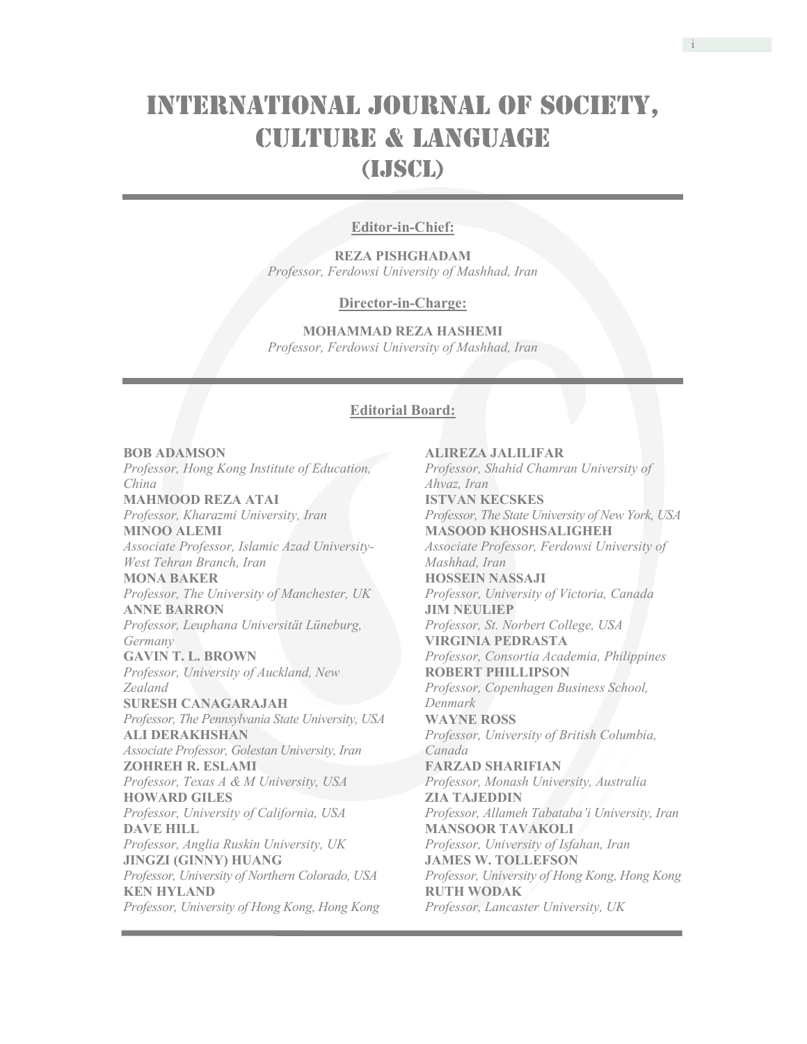# INTERNATIONAL JOURNAL OF SOCIETY, CULTURE & LANGUAGE (IJSCL)

## Editor-in-Chief:

**REZA PISHGHADAM**
*Professor, Ferdowsi University of Mashhad, Iran*

## Director-in-Charge:

**MOHAMMAD REZA HASHEMI**
*Professor, Ferdowsi University of Mashhad, Iran*

## Editorial Board:

**BOB ADAMSON**
*Professor, Hong Kong Institute of Education, China*

**MAHMOOD REZA ATAI**
*Professor, Kharazmi University, Iran*

**MINOO ALEMI**
*Associate Professor, Islamic Azad University-West Tehran Branch, Iran*

**MONA BAKER**
*Professor, The University of Manchester, UK*

**ANNE BARRON**
*Professor, Leuphana Universität Lüneburg, Germany*

**GAVIN T. L. BROWN**
*Professor, University of Auckland, New Zealand*

**SURESH CANAGARAJAH**
*Professor, The Pennsylvania State University, USA*

**ALI DERAKHSHAN**
*Associate Professor, Golestan University, Iran*

**ZOHREH R. ESLAMI**
*Professor, Texas A & M University, USA*

**HOWARD GILES**
*Professor, University of California, USA*

**DAVE HILL**
*Professor, Anglia Ruskin University, UK*

**JINGZI (GINNY) HUANG**
*Professor, University of Northern Colorado, USA*

**KEN HYLAND**
*Professor, University of Hong Kong, Hong Kong*

**ALIREZA JALILIFAR**
*Professor, Shahid Chamran University of Ahvaz, Iran*

**ISTVAN KECSKES**
*Professor, The State University of New York, USA*

**MASOOD KHOSHSALIGHEH**
*Associate Professor, Ferdowsi University of Mashhad, Iran*

**HOSSEIN NASSAJI**
*Professor, University of Victoria, Canada*

**JIM NEULIEP**
*Professor, St. Norbert College, USA*

**VIRGINIA PEDRASTA**
*Professor, Consortia Academia, Philippines*

**ROBERT PHILLIPSON**
*Professor, Copenhagen Business School, Denmark*

**WAYNE ROSS**
*Professor, University of British Columbia, Canada*

**FARZAD SHARIFIAN**
*Professor, Monash University, Australia*

**ZIA TAJEDDIN**
*Professor, Allameh Tabataba'i University, Iran*

**MANSOOR TAVAKOLI**
*Professor, University of Isfahan, Iran*

**JAMES W. TOLLEFSON**
*Professor, University of Hong Kong, Hong Kong*

**RUTH WODAK**
*Professor, Lancaster University, UK*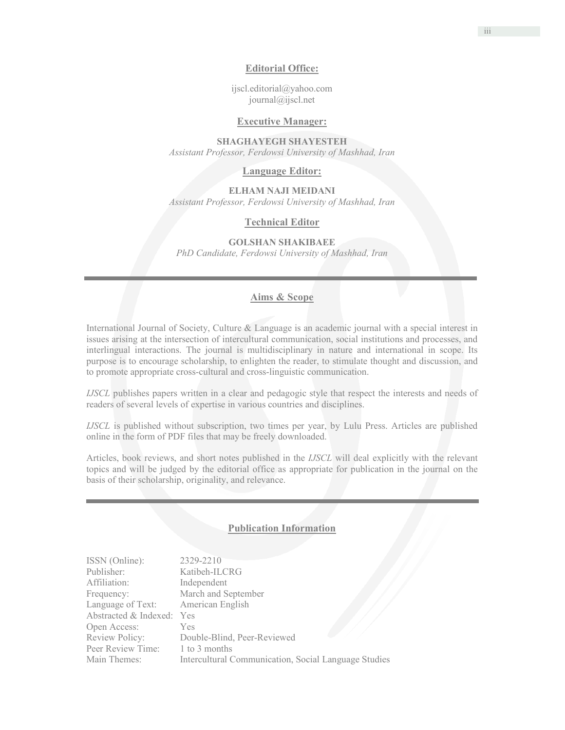## Editorial Office:

ijscl.editorial@yahoo.com
journal@ijscl.net

## Executive Manager:

**SHAGHAYEGH SHAYESTEH**
*Assistant Professor, Ferdowsi University of Mashhad, Iran*

## Language Editor:

**ELHAM NAJI MEIDANI**
*Assistant Professor, Ferdowsi University of Mashhad, Iran*

## Technical Editor

**GOLSHAN SHAKIBAEE**
*PhD Candidate, Ferdowsi University of Mashhad, Iran*

---

## Aims & Scope

International Journal of Society, Culture & Language is an academic journal with a special interest in issues arising at the intersection of intercultural communication, social institutions and processes, and interlingual interactions. The journal is multidisciplinary in nature and international in scope. Its purpose is to encourage scholarship, to enlighten the reader, to stimulate thought and discussion, and to promote appropriate cross-cultural and cross-linguistic communication.

*IJSCL* publishes papers written in a clear and pedagogic style that respect the interests and needs of readers of several levels of expertise in various countries and disciplines.

*IJSCL* is published without subscription, two times per year, by Lulu Press. Articles are published online in the form of PDF files that may be freely downloaded.

Articles, book reviews, and short notes published in the *IJSCL* will deal explicitly with the relevant topics and will be judged by the editorial office as appropriate for publication in the journal on the basis of their scholarship, originality, and relevance.

---

## Publication Information

| | |
|---|---|
| ISSN (Online): | 2329-2210 |
| Publisher: | Katibeh-ILCRG |
| Affiliation: | Independent |
| Frequency: | March and September |
| Language of Text: | American English |
| Abstracted & Indexed: | Yes |
| Open Access: | Yes |
| Review Policy: | Double-Blind, Peer-Reviewed |
| Peer Review Time: | 1 to 3 months |
| Main Themes: | Intercultural Communication, Social Language Studies |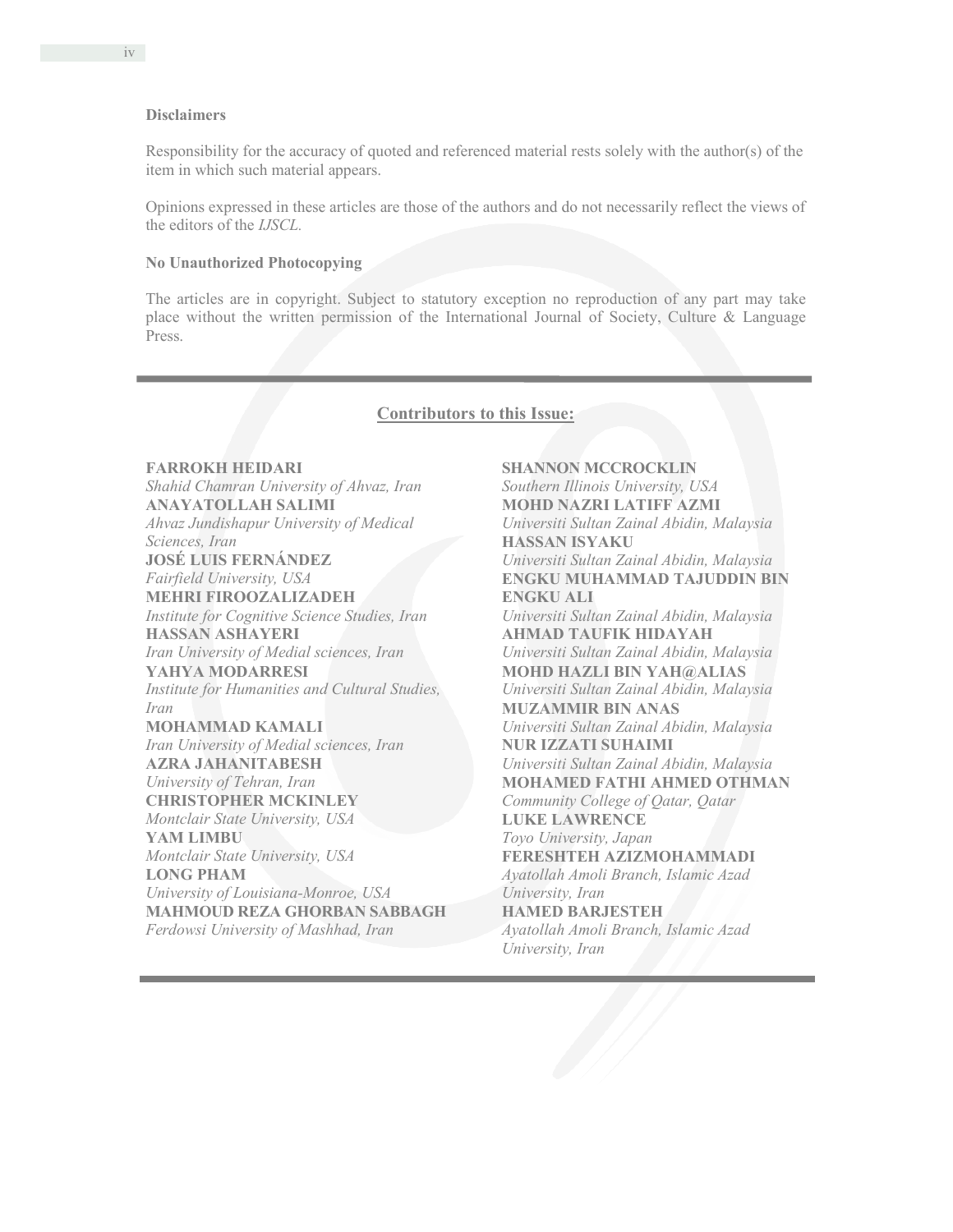**Disclaimers**

Responsibility for the accuracy of quoted and referenced material rests solely with the author(s) of the item in which such material appears.

Opinions expressed in these articles are those of the authors and do not necessarily reflect the views of the editors of the *IJSCL*.

**No Unauthorized Photocopying**

The articles are in copyright. Subject to statutory exception no reproduction of any part may take place without the written permission of the International Journal of Society, Culture & Language Press.

## Contributors to this Issue:

**FARROKH HEIDARI**
*Shahid Chamran University of Ahvaz, Iran*
**ANAYATOLLAH SALIMI**
*Ahvaz Jundishapur University of Medical Sciences, Iran*
**JOSÉ LUIS FERNÁNDEZ**
*Fairfield University, USA*
**MEHRI FIROOZALIZADEH**
*Institute for Cognitive Science Studies, Iran*
**HASSAN ASHAYERI**
*Iran University of Medial sciences, Iran*
**YAHYA MODARRESI**
*Institute for Humanities and Cultural Studies, Iran*
**MOHAMMAD KAMALI**
*Iran University of Medial sciences, Iran*
**AZRA JAHANITABESH**
*University of Tehran, Iran*
**CHRISTOPHER MCKINLEY**
*Montclair State University, USA*
**YAM LIMBU**
*Montclair State University, USA*
**LONG PHAM**
*University of Louisiana-Monroe, USA*
**MAHMOUD REZA GHORBAN SABBAGH**
*Ferdowsi University of Mashhad, Iran*
**SHANNON MCCROCKLIN**
*Southern Illinois University, USA*
**MOHD NAZRI LATIFF AZMI**
*Universiti Sultan Zainal Abidin, Malaysia*
**HASSAN ISYAKU**
*Universiti Sultan Zainal Abidin, Malaysia*
**ENGKU MUHAMMAD TAJUDDIN BIN ENGKU ALI**
*Universiti Sultan Zainal Abidin, Malaysia*
**AHMAD TAUFIK HIDAYAH**
*Universiti Sultan Zainal Abidin, Malaysia*
**MOHD HAZLI BIN YAH@ALIAS**
*Universiti Sultan Zainal Abidin, Malaysia*
**MUZAMMIR BIN ANAS**
*Universiti Sultan Zainal Abidin, Malaysia*
**NUR IZZATI SUHAIMI**
*Universiti Sultan Zainal Abidin, Malaysia*
**MOHAMED FATHI AHMED OTHMAN**
*Community College of Qatar, Qatar*
**LUKE LAWRENCE**
*Toyo University, Japan*
**FERESHTEH AZIZMOHAMMADI**
*Ayatollah Amoli Branch, Islamic Azad University, Iran*
**HAMED BARJESTEH**
*Ayatollah Amoli Branch, Islamic Azad University, Iran*